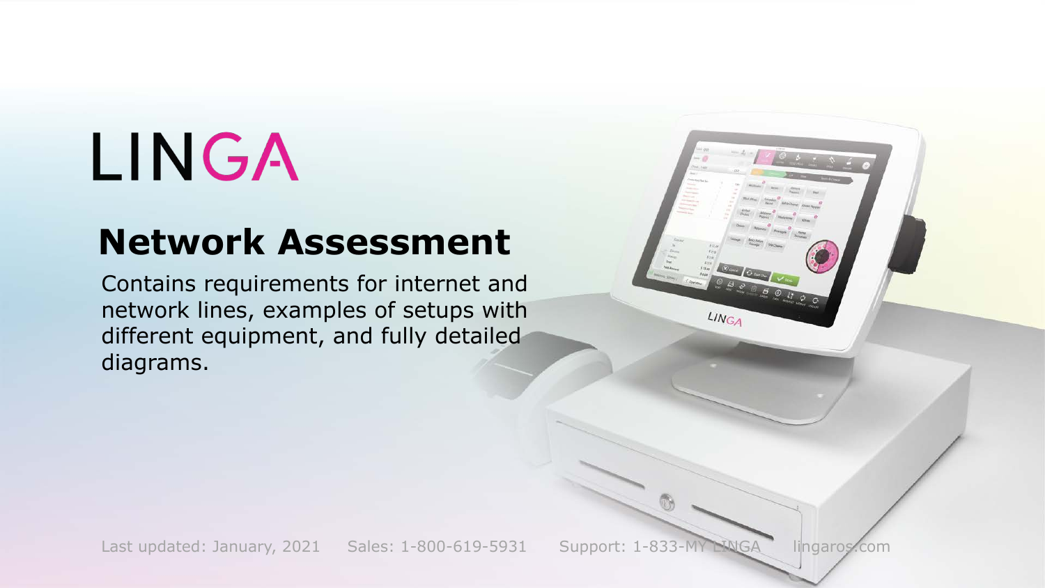# LINGA

## Network Assessment

Contains requirements for internet and network lines, examples of setups with different equipment, and fully detailed diagrams.

Last updated: January, 2021 Sales: 1-800-619-5931 Support: 1-833-MY LINGA lingaros.com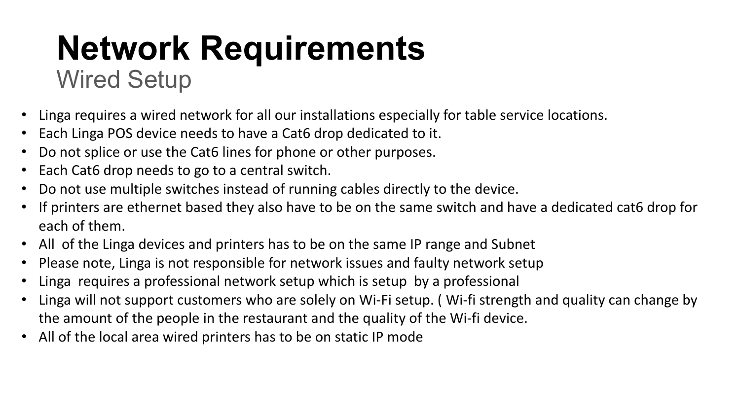# Network Requirements

## Wired Setup

- Linga requires a wired network for all our installations especially for table service locations.
- Each Linga POS device needs to have a Cat6 drop dedicated to it.
- Do not splice or use the Cat6 lines for phone or other purposes.
- Each Cat6 drop needs to go to a central switch.
- Do not use multiple switches instead of running cables directly to the device.
- If printers are ethernet based they also have to be on the same switch and have a dedicated cat6 drop for each of them.
- All of the Linga devices and printers has to be on the same IP range and Subnet
- Please note, Linga is not responsible for network issues and faulty network setup
- Linga requires a professional network setup which is setup by a professional
- Linga will not support customers who are solely on Wi-Fi setup. ( Wi-fi strength and quality can change by the amount of the people in the restaurant and the quality of the Wi-fi device.
- All of the local area wired printers has to be on static IP mode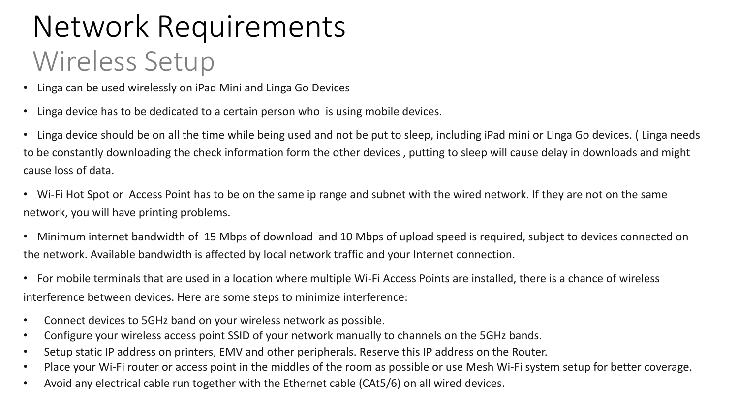# Network Requirements

## Wireless Setup

- Linga can be used wirelessly on iPad Mini and Linga Go Devices
- Linga device has to be dedicated to a certain person who is using mobile devices.
- Linga device should be on all the time while being used and not be put to sleep, including iPad mini or Linga Go devices. ( Linga needs to be constantly downloading the check information form the other devices , putting to sleep will cause delay in downloads and might cause loss of data.
- Wi-Fi Hot Spot or Access Point has to be on the same ip range and subnet with the wired network. If they are not on the same network, you will have printing problems.
- Minimum internet bandwidth of 15 Mbps of download and 10 Mbps of upload speed is required, subject to devices connected on the network. Available bandwidth is affected by local network traffic and your Internet connection.
- For mobile terminals that are used in a location where multiple Wi-Fi Access Points are installed, there is a chance of wireless interference between devices. Here are some steps to minimize interference:

- Connect devices to 5GHz band on your wireless network as possible.
- Configure your wireless access point SSID of your network manually to channels on the 5GHz bands.
- Setup static IP address on printers, EMV and other peripherals. Reserve this IP address on the Router.
- Place your Wi-Fi router or access point in the middles of the room as possible or use Mesh Wi-Fi system setup for better coverage.
- Avoid any electrical cable run together with the Ethernet cable (CAt5/6) on all wired devices.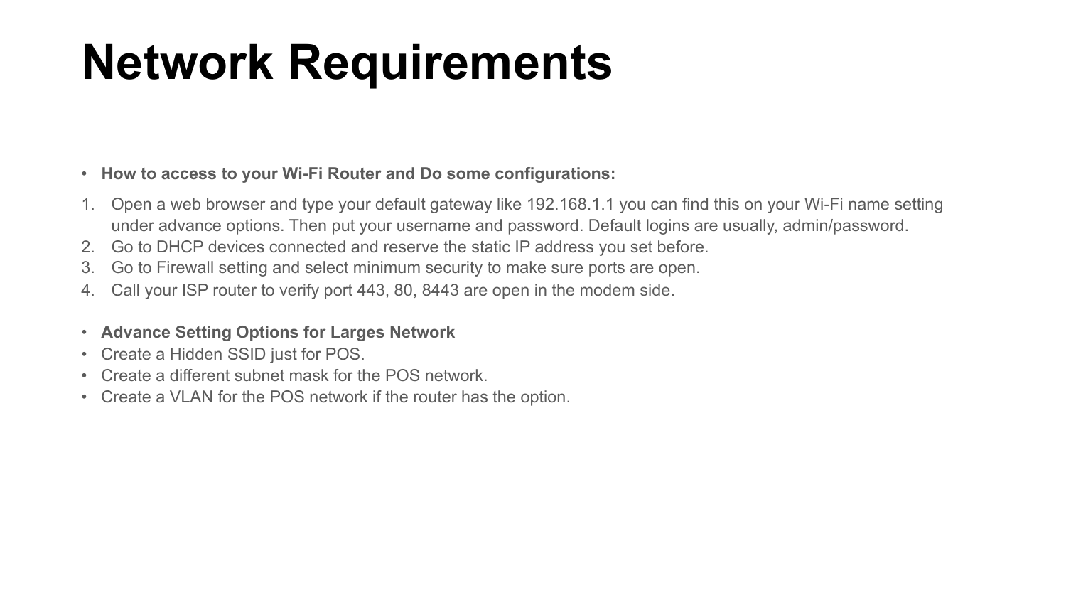# Network Requirements

- **How to access to your Wi-Fi Router and Do some configurations:**

1. Open a web browser and type your default gateway like 192.168.1.1 you can find this on your Wi-Fi name setting under advance options. Then put your username and password. Default logins are usually, admin/password.
2. Go to DHCP devices connected and reserve the static IP address you set before.
3. Go to Firewall setting and select minimum security to make sure ports are open.
4. Call your ISP router to verify port 443, 80, 8443 are open in the modem side.

- **Advance Setting Options for Larges Network**
- Create a Hidden SSID just for POS.
- Create a different subnet mask for the POS network.
- Create a VLAN for the POS network if the router has the option.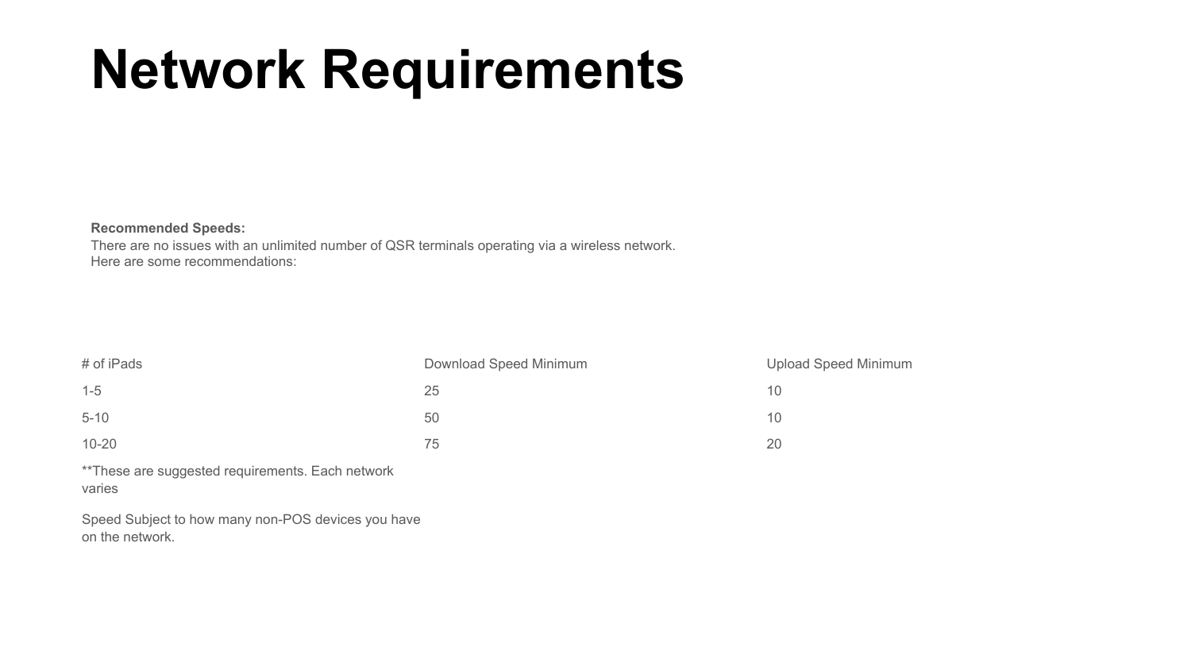# Network Requirements

**Recommended Speeds:**
There are no issues with an unlimited number of QSR terminals operating via a wireless network.
Here are some recommendations:

| # of iPads | Download Speed Minimum | Upload Speed Minimum |
| --- | --- | --- |
| 1-5 | 25 | 10 |
| 5-10 | 50 | 10 |
| 10-20 | 75 | 20 |

**These are suggested requirements. Each network varies

Speed Subject to how many non-POS devices you have on the network.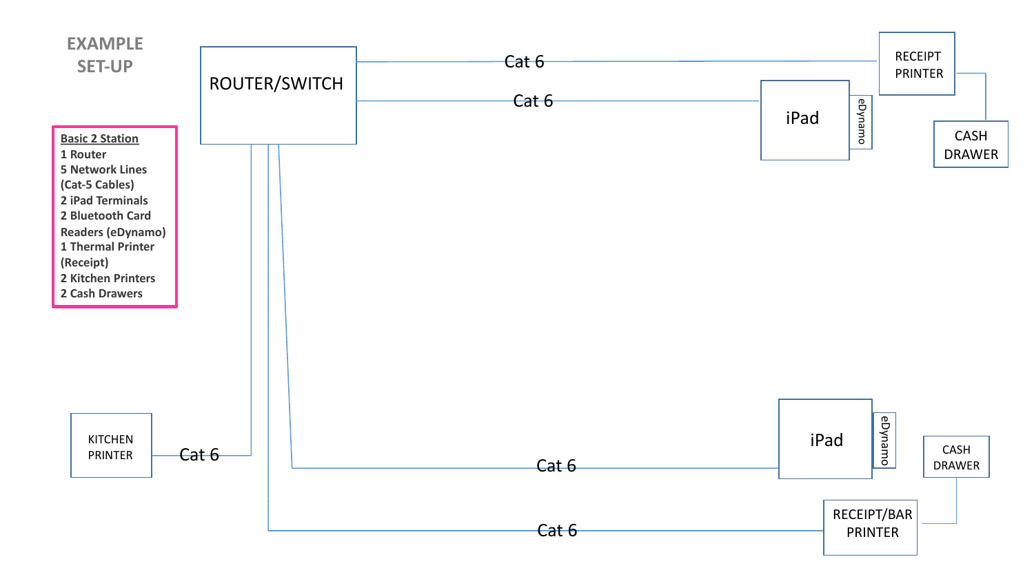# EXAMPLE SET-UP

**Basic 2 Station**

- 1 Router
- 5 Network Lines (Cat-5 Cables)
- 2 iPad Terminals
- 2 Bluetooth Card Readers (eDynamo)
- 1 Thermal Printer (Receipt)
- 2 Kitchen Printers
- 2 Cash Drawers

ROUTER/SWITCH

Cat 6 — RECEIPT PRINTER — CASH DRAWER

Cat 6 — iPad — eDynamo

Cat 6 — KITCHEN PRINTER

Cat 6 — iPad — eDynamo

Cat 6 — RECEIPT/BAR PRINTER — CASH DRAWER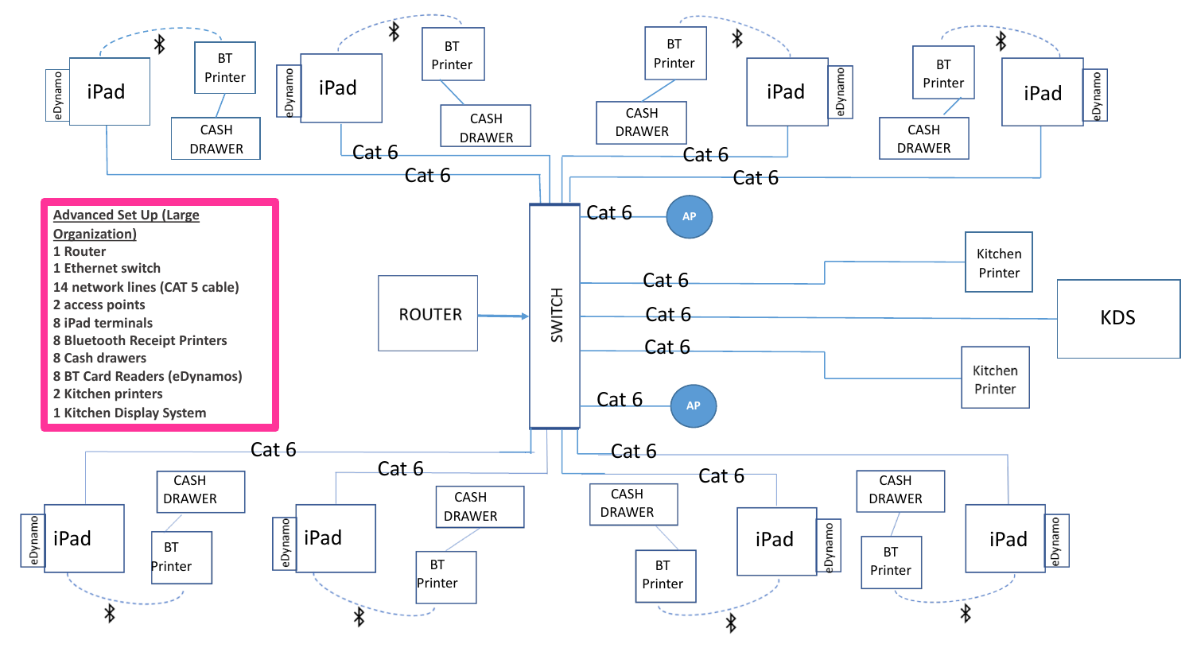**Advanced Set Up (Large Organization)**

- 1 Router
- 1 Ethernet switch
- 14 network lines (CAT 5 cable)
- 2 access points
- 8 iPad terminals
- 8 Bluetooth Receipt Printers
- 8 Cash drawers
- 8 BT Card Readers (eDynamos)
- 2 Kitchen printers
- 1 Kitchen Display System

ROUTER

SWITCH

Cat 6

AP

Kitchen Printer

KDS

iPad

eDynamo

BT Printer

CASH DRAWER